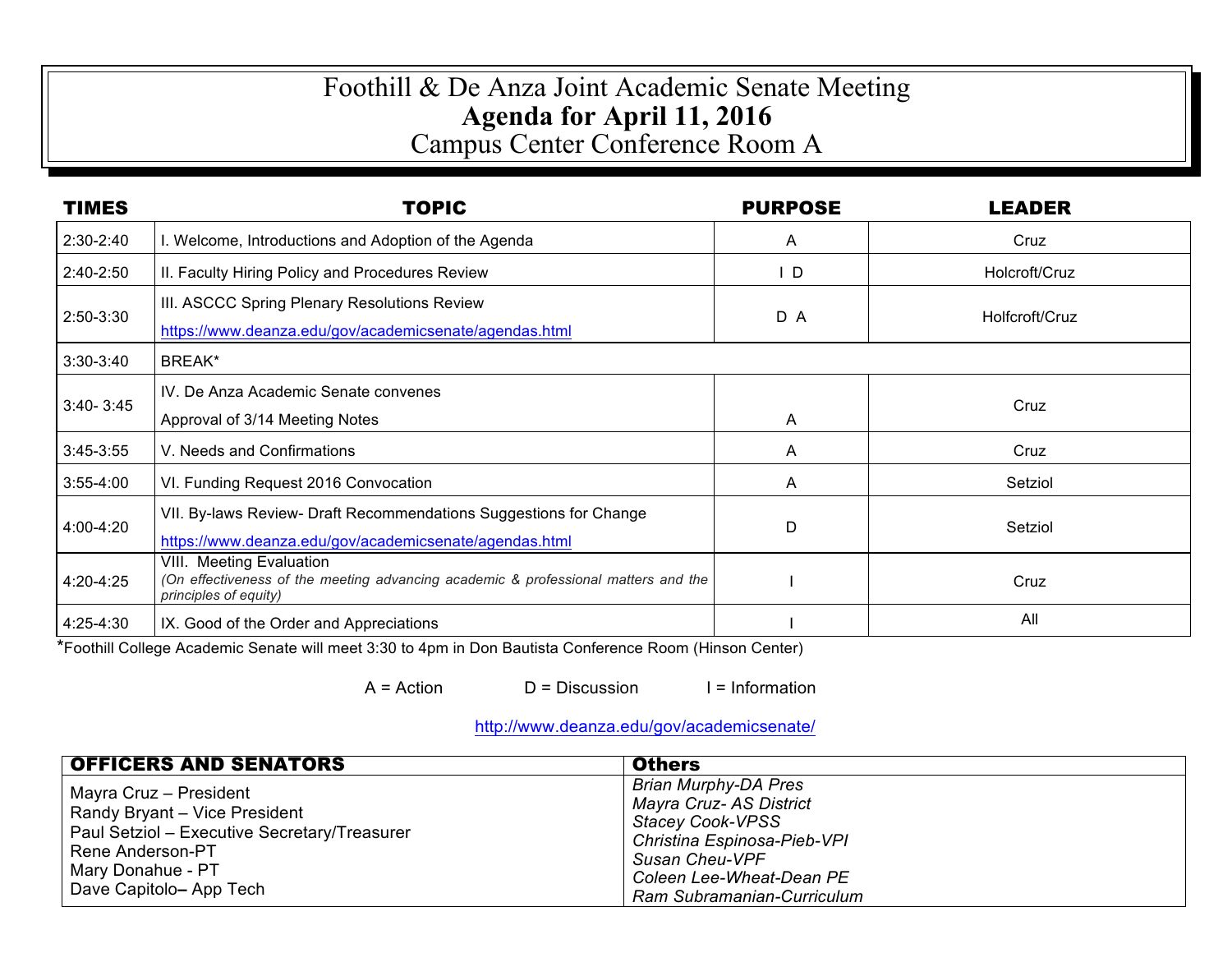# Foothill & De Anza Joint Academic Senate Meeting

## **Agenda for April 11, 2016**

### Campus Center Conference Room A

| TIMES | TOPIC | PURPOSE | LEADER |
|---|---|---|---|
| 2:30-2:40 | I. Welcome, Introductions and Adoption of the Agenda | A | Cruz |
| 2:40-2:50 | II. Faculty Hiring Policy and Procedures Review | I D | Holcroft/Cruz |
| 2:50-3:30 | III. ASCCC Spring Plenary Resolutions Review<br>https://www.deanza.edu/gov/academicsenate/agendas.html | D A | Holfcroft/Cruz |
| 3:30-3:40 | BREAK* | | |
| 3:40- 3:45 | IV. De Anza Academic Senate convenes<br>Approval of 3/14 Meeting Notes | A | Cruz |
| 3:45-3:55 | V. Needs and Confirmations | A | Cruz |
| 3:55-4:00 | VI. Funding Request 2016 Convocation | A | Setziol |
| 4:00-4:20 | VII. By-laws Review- Draft Recommendations Suggestions for Change<br>https://www.deanza.edu/gov/academicsenate/agendas.html | D | Setziol |
| 4:20-4:25 | VIII. Meeting Evaluation<br>*(On effectiveness of the meeting advancing academic & professional matters and the principles of equity)* | I | Cruz |
| 4:25-4:30 | IX. Good of the Order and Appreciations | I | All |

*Foothill College Academic Senate will meet 3:30 to 4pm in Don Bautista Conference Room (Hinson Center)

A = Action D = Discussion I = Information

http://www.deanza.edu/gov/academicsenate/

| OFFICERS AND SENATORS | Others |
|---|---|
| Mayra Cruz – President<br>Randy Bryant – Vice President<br>Paul Setziol – Executive Secretary/Treasurer<br>Rene Anderson-PT<br>Mary Donahue - PT<br>Dave Capitolo– App Tech | *Brian Murphy-DA Pres*<br>*Mayra Cruz- AS District*<br>*Stacey Cook-VPSS*<br>*Christina Espinosa-Pieb-VPI*<br>*Susan Cheu-VPF*<br>*Coleen Lee-Wheat-Dean PE*<br>*Ram Subramanian-Curriculum* |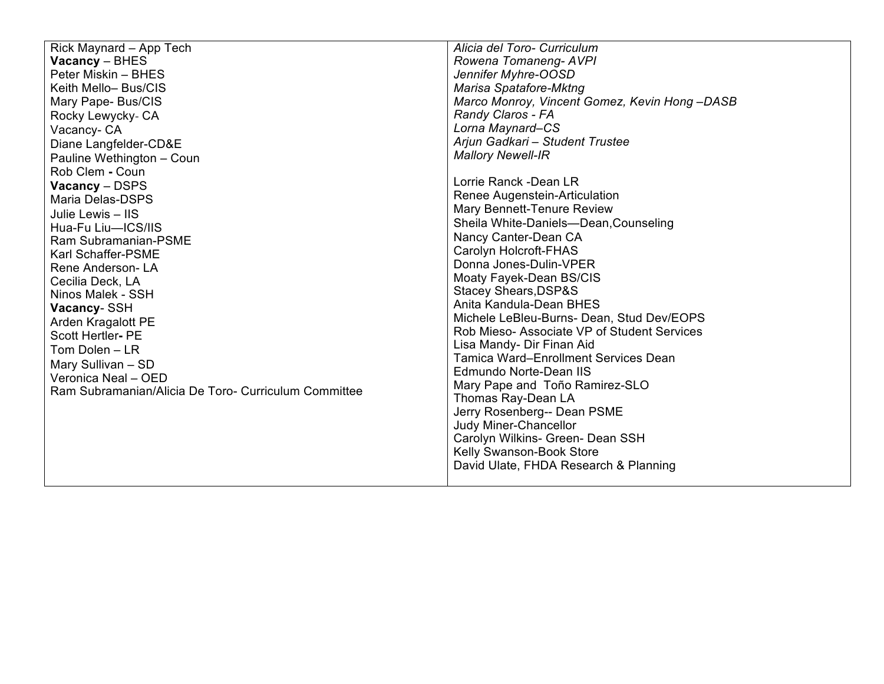| | |
|---|---|
| Rick Maynard – App Tech<br>**Vacancy** – BHES<br>Peter Miskin – BHES<br>Keith Mello– Bus/CIS<br>Mary Pape- Bus/CIS<br>Rocky Lewycky- CA<br>Vacancy- CA<br>Diane Langfelder-CD&E<br>Pauline Wethington – Coun<br>Rob Clem **-** Coun<br>**Vacancy** – DSPS<br>Maria Delas-DSPS<br>Julie Lewis – IIS<br>Hua-Fu Liu—ICS/IIS<br>Ram Subramanian-PSME<br>Karl Schaffer-PSME<br>Rene Anderson- LA<br>Cecilia Deck, LA<br>Ninos Malek - SSH<br>**Vacancy**- SSH<br>Arden Kragalott PE<br>Scott Hertler**-** PE<br>Tom Dolen – LR<br>Mary Sullivan – SD<br>Veronica Neal – OED<br>Ram Subramanian/Alicia De Toro- Curriculum Committee | *Alicia del Toro- Curriculum*<br>*Rowena Tomaneng- AVPI*<br>*Jennifer Myhre-OOSD*<br>*Marisa Spatafore-Mktng*<br>*Marco Monroy, Vincent Gomez, Kevin Hong –DASB*<br>*Randy Claros - FA*<br>*Lorna Maynard–CS*<br>*Arjun Gadkari – Student Trustee*<br>*Mallory Newell-IR*<br><br>Lorrie Ranck -Dean LR<br>Renee Augenstein-Articulation<br>Mary Bennett-Tenure Review<br>Sheila White-Daniels—Dean,Counseling<br>Nancy Canter-Dean CA<br>Carolyn Holcroft-FHAS<br>Donna Jones-Dulin-VPER<br>Moaty Fayek-Dean BS/CIS<br>Stacey Shears,DSP&S<br>Anita Kandula-Dean BHES<br>Michele LeBleu-Burns- Dean, Stud Dev/EOPS<br>Rob Mieso- Associate VP of Student Services<br>Lisa Mandy- Dir Finan Aid<br>Tamica Ward–Enrollment Services Dean<br>Edmundo Norte-Dean IIS<br>Mary Pape and Toño Ramirez-SLO<br>Thomas Ray-Dean LA<br>Jerry Rosenberg-- Dean PSME<br>Judy Miner-Chancellor<br>Carolyn Wilkins- Green- Dean SSH<br>Kelly Swanson-Book Store<br>David Ulate, FHDA Research & Planning |